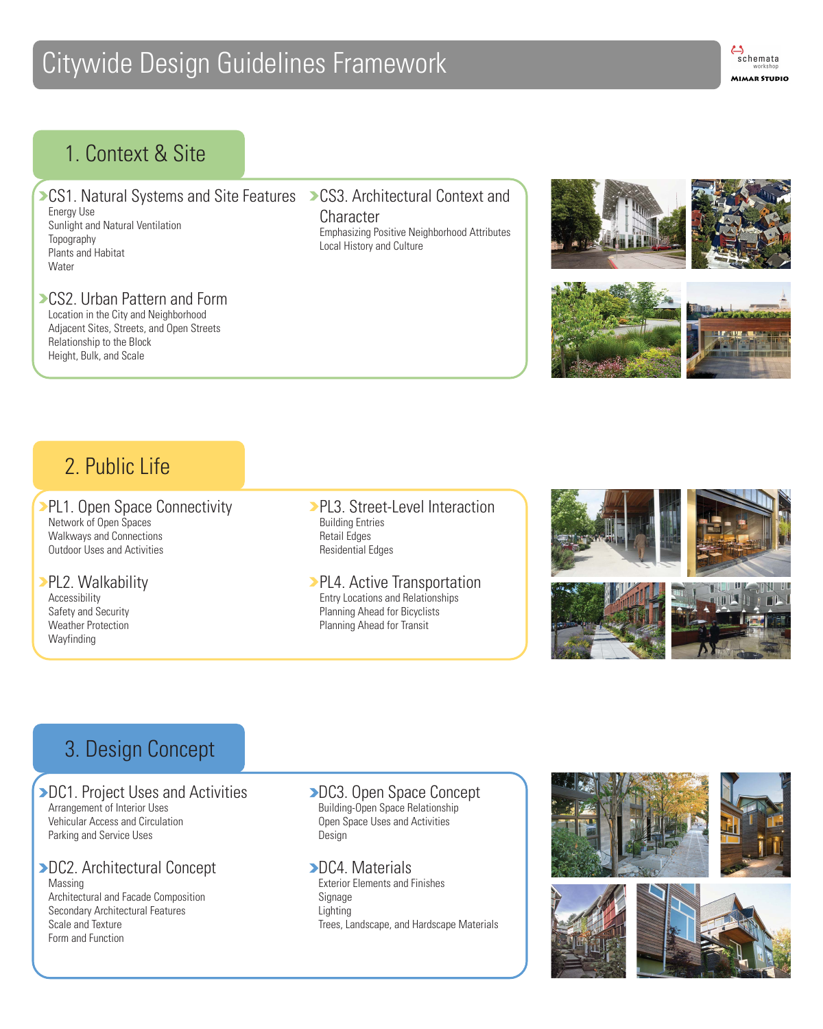# Citywide Design Guidelines Framework

schemata workshop

MIMAR STUDIO

## 1. Context & Site

### CS1. Natural Systems and Site Features

- Energy Use
- Sunlight and Natural Ventilation
- Topography
- Plants and Habitat
- Water

### CS2. Urban Pattern and Form

- Location in the City and Neighborhood
- Adjacent Sites, Streets, and Open Streets
- Relationship to the Block
- Height, Bulk, and Scale

### CS3. Architectural Context and Character

- Emphasizing Positive Neighborhood Attributes
- Local History and Culture

## 2. Public Life

### PL1. Open Space Connectivity

- Network of Open Spaces
- Walkways and Connections
- Outdoor Uses and Activities

### PL2. Walkability

- Accessibility
- Safety and Security
- Weather Protection
- Wayfinding

### PL3. Street-Level Interaction

- Building Entries
- Retail Edges
- Residential Edges

### PL4. Active Transportation

- Entry Locations and Relationships
- Planning Ahead for Bicyclists
- Planning Ahead for Transit

## 3. Design Concept

### DC1. Project Uses and Activities

- Arrangement of Interior Uses
- Vehicular Access and Circulation
- Parking and Service Uses

### DC2. Architectural Concept

- Massing
- Architectural and Facade Composition
- Secondary Architectural Features
- Scale and Texture
- Form and Function

### DC3. Open Space Concept

- Building-Open Space Relationship
- Open Space Uses and Activities
- Design

### DC4. Materials

- Exterior Elements and Finishes
- Signage
- Lighting
- Trees, Landscape, and Hardscape Materials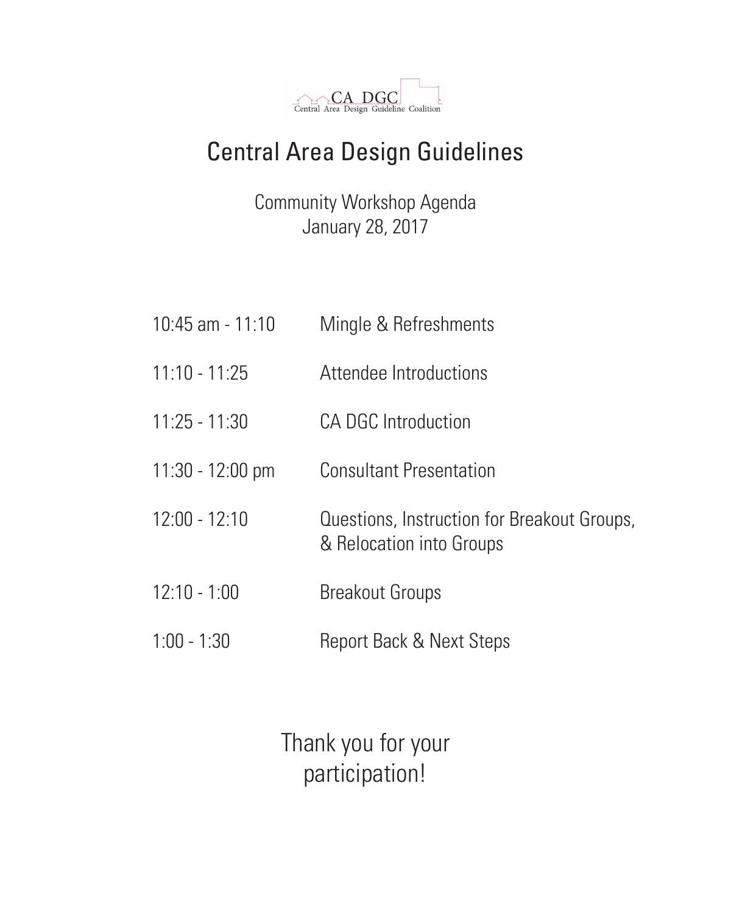CA DGC
Central Area Design Guideline Coalition

# Central Area Design Guidelines

Community Workshop Agenda
January 28, 2017

| | |
|---|---|
| 10:45 am - 11:10 | Mingle & Refreshments |
| 11:10 - 11:25 | Attendee Introductions |
| 11:25 - 11:30 | CA DGC Introduction |
| 11:30 - 12:00 pm | Consultant Presentation |
| 12:00 - 12:10 | Questions, Instruction for Breakout Groups, & Relocation into Groups |
| 12:10 - 1:00 | Breakout Groups |
| 1:00 - 1:30 | Report Back & Next Steps |

Thank you for your participation!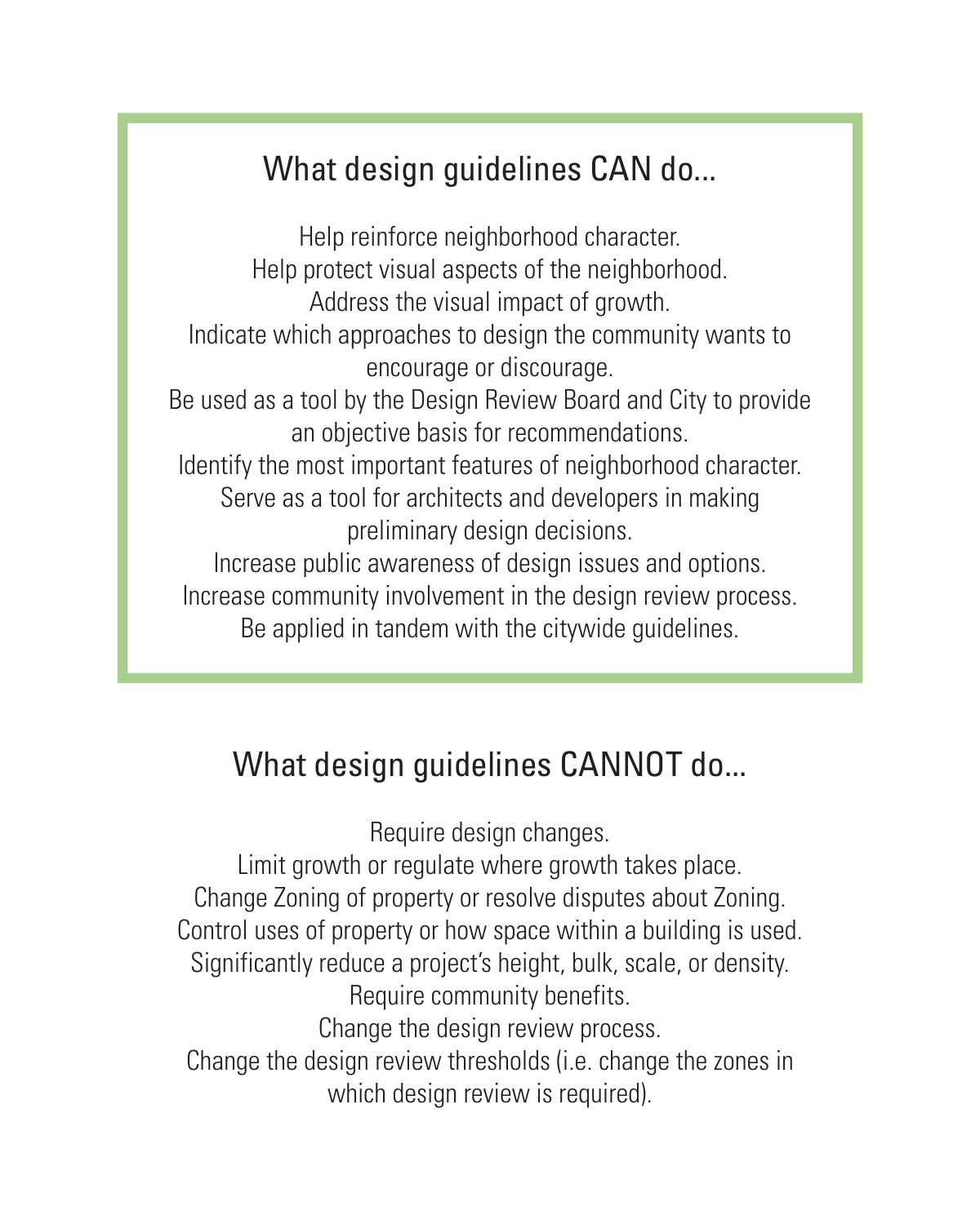## What design guidelines CAN do...

Help reinforce neighborhood character.
Help protect visual aspects of the neighborhood.
Address the visual impact of growth.
Indicate which approaches to design the community wants to encourage or discourage.
Be used as a tool by the Design Review Board and City to provide an objective basis for recommendations.
Identify the most important features of neighborhood character.
Serve as a tool for architects and developers in making preliminary design decisions.
Increase public awareness of design issues and options.
Increase community involvement in the design review process.
Be applied in tandem with the citywide guidelines.

## What design guidelines CANNOT do...

Require design changes.
Limit growth or regulate where growth takes place.
Change Zoning of property or resolve disputes about Zoning.
Control uses of property or how space within a building is used.
Significantly reduce a project's height, bulk, scale, or density.
Require community benefits.
Change the design review process.
Change the design review thresholds (i.e. change the zones in which design review is required).